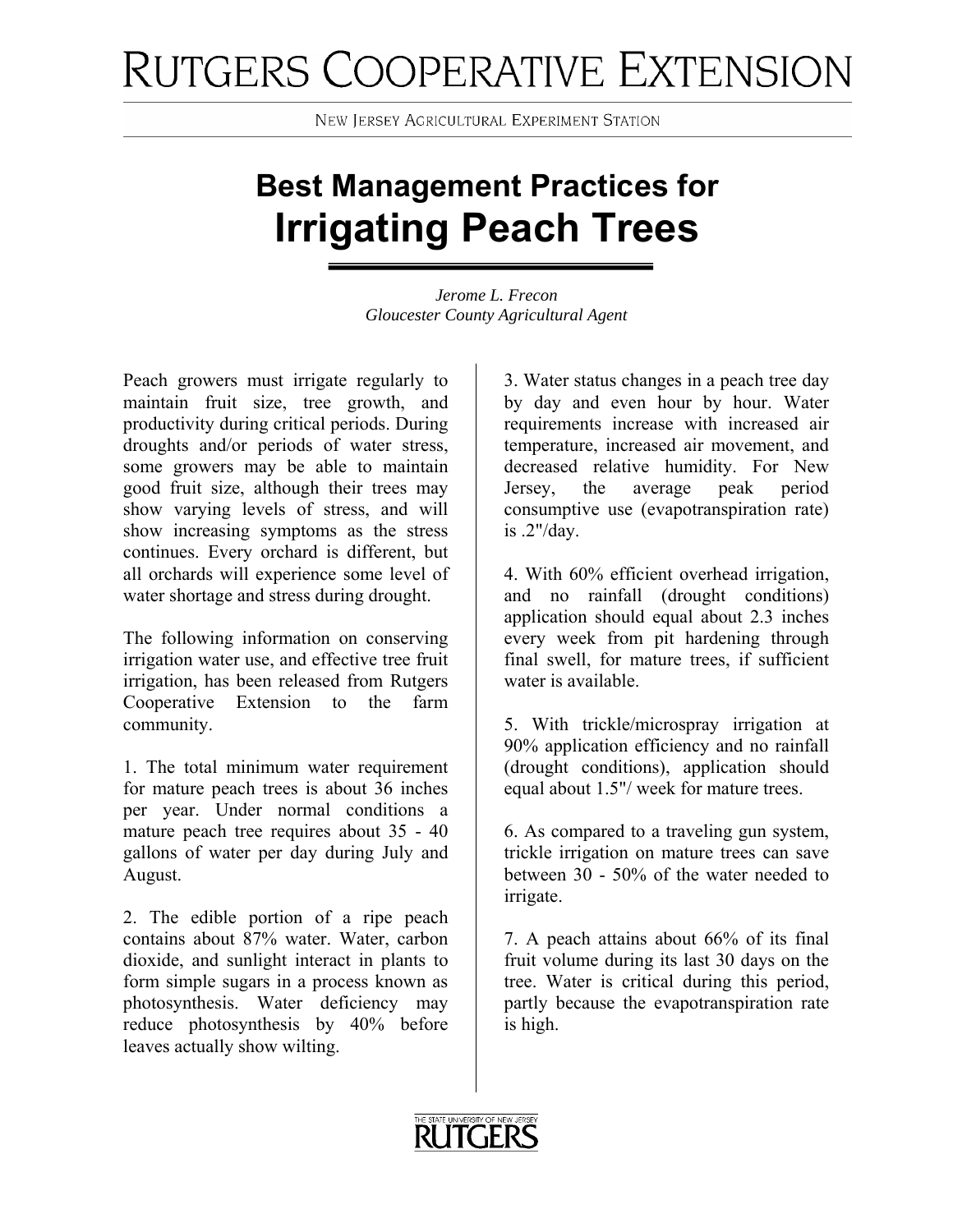# RUTGERS COOPERATIVE EXTENSION

NEW JERSEY AGRICULTURAL EXPERIMENT STATION

## Best Management Practices for
# Irrigating Peach Trees

*Jerome L. Frecon*
*Gloucester County Agricultural Agent*

Peach growers must irrigate regularly to maintain fruit size, tree growth, and productivity during critical periods. During droughts and/or periods of water stress, some growers may be able to maintain good fruit size, although their trees may show varying levels of stress, and will show increasing symptoms as the stress continues. Every orchard is different, but all orchards will experience some level of water shortage and stress during drought.

The following information on conserving irrigation water use, and effective tree fruit irrigation, has been released from Rutgers Cooperative Extension to the farm community.

1. The total minimum water requirement for mature peach trees is about 36 inches per year. Under normal conditions a mature peach tree requires about 35 - 40 gallons of water per day during July and August.

2. The edible portion of a ripe peach contains about 87% water. Water, carbon dioxide, and sunlight interact in plants to form simple sugars in a process known as photosynthesis. Water deficiency may reduce photosynthesis by 40% before leaves actually show wilting.

3. Water status changes in a peach tree day by day and even hour by hour. Water requirements increase with increased air temperature, increased air movement, and decreased relative humidity. For New Jersey, the average peak period consumptive use (evapotranspiration rate) is .2"/day.

4. With 60% efficient overhead irrigation, and no rainfall (drought conditions) application should equal about 2.3 inches every week from pit hardening through final swell, for mature trees, if sufficient water is available.

5. With trickle/microspray irrigation at 90% application efficiency and no rainfall (drought conditions), application should equal about 1.5"/ week for mature trees.

6. As compared to a traveling gun system, trickle irrigation on mature trees can save between 30 - 50% of the water needed to irrigate.

7. A peach attains about 66% of its final fruit volume during its last 30 days on the tree. Water is critical during this period, partly because the evapotranspiration rate is high.

THE STATE UNIVERSITY OF NEW JERSEY
RUTGERS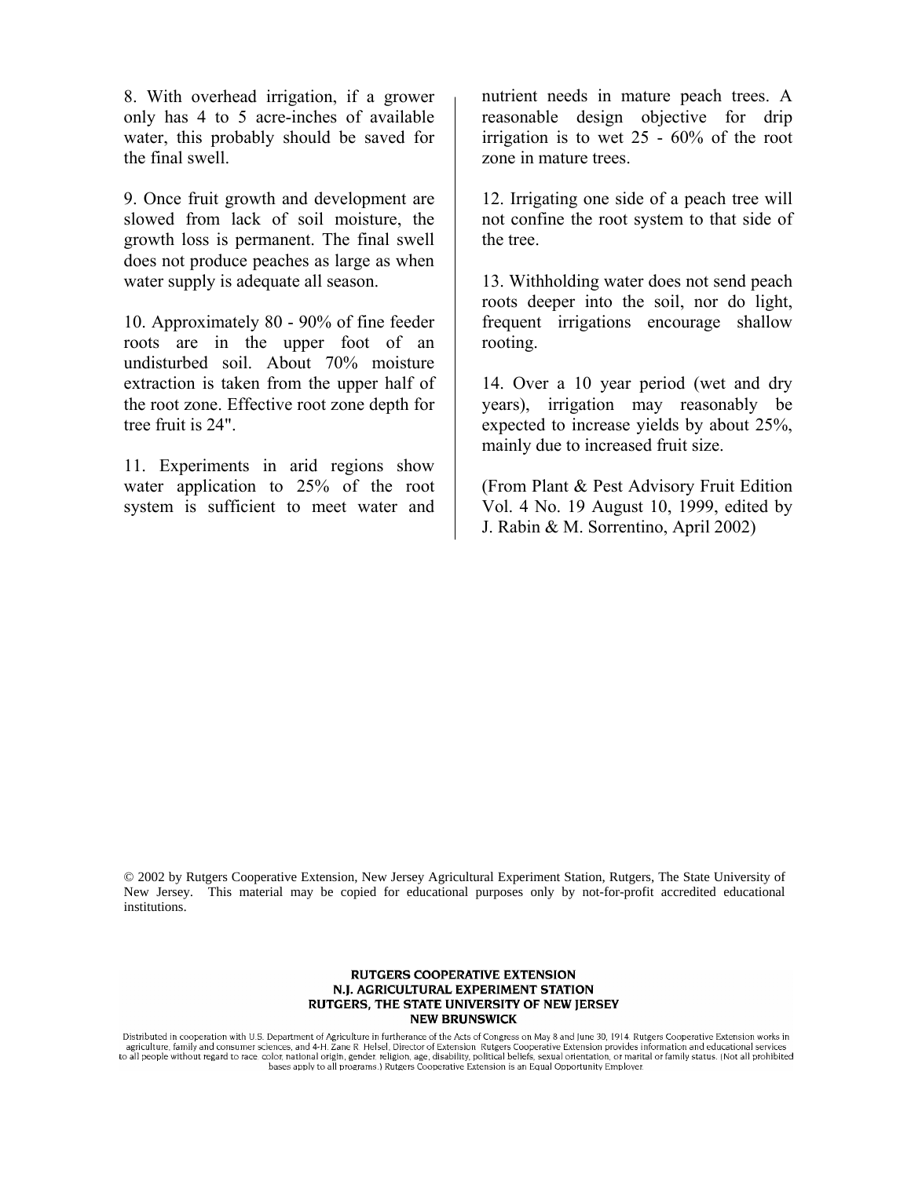8. With overhead irrigation, if a grower only has 4 to 5 acre-inches of available water, this probably should be saved for the final swell.

9. Once fruit growth and development are slowed from lack of soil moisture, the growth loss is permanent. The final swell does not produce peaches as large as when water supply is adequate all season.

10. Approximately 80 - 90% of fine feeder roots are in the upper foot of an undisturbed soil. About 70% moisture extraction is taken from the upper half of the root zone. Effective root zone depth for tree fruit is 24".

11. Experiments in arid regions show water application to 25% of the root system is sufficient to meet water and nutrient needs in mature peach trees. A reasonable design objective for drip irrigation is to wet 25 - 60% of the root zone in mature trees.

12. Irrigating one side of a peach tree will not confine the root system to that side of the tree.

13. Withholding water does not send peach roots deeper into the soil, nor do light, frequent irrigations encourage shallow rooting.

14. Over a 10 year period (wet and dry years), irrigation may reasonably be expected to increase yields by about 25%, mainly due to increased fruit size.

(From Plant & Pest Advisory Fruit Edition Vol. 4 No. 19 August 10, 1999, edited by J. Rabin & M. Sorrentino, April 2002)

© 2002 by Rutgers Cooperative Extension, New Jersey Agricultural Experiment Station, Rutgers, The State University of New Jersey. This material may be copied for educational purposes only by not-for-profit accredited educational institutions.

**RUTGERS COOPERATIVE EXTENSION**
**N.J. AGRICULTURAL EXPERIMENT STATION**
**RUTGERS, THE STATE UNIVERSITY OF NEW JERSEY**
**NEW BRUNSWICK**

Distributed in cooperation with U.S. Department of Agriculture in furtherance of the Acts of Congress on May 8 and June 30, 1914. Rutgers Cooperative Extension works in agriculture, family and consumer sciences, and 4-H. Zane R. Helsel, Director of Extension. Rutgers Cooperative Extension provides information and educational services to all people without regard to race, color, national origin, gender, religion, age, disability, political beliefs, sexual orientation, or marital or family status. (Not all prohibited bases apply to all programs.) Rutgers Cooperative Extension is an Equal Opportunity Employer.